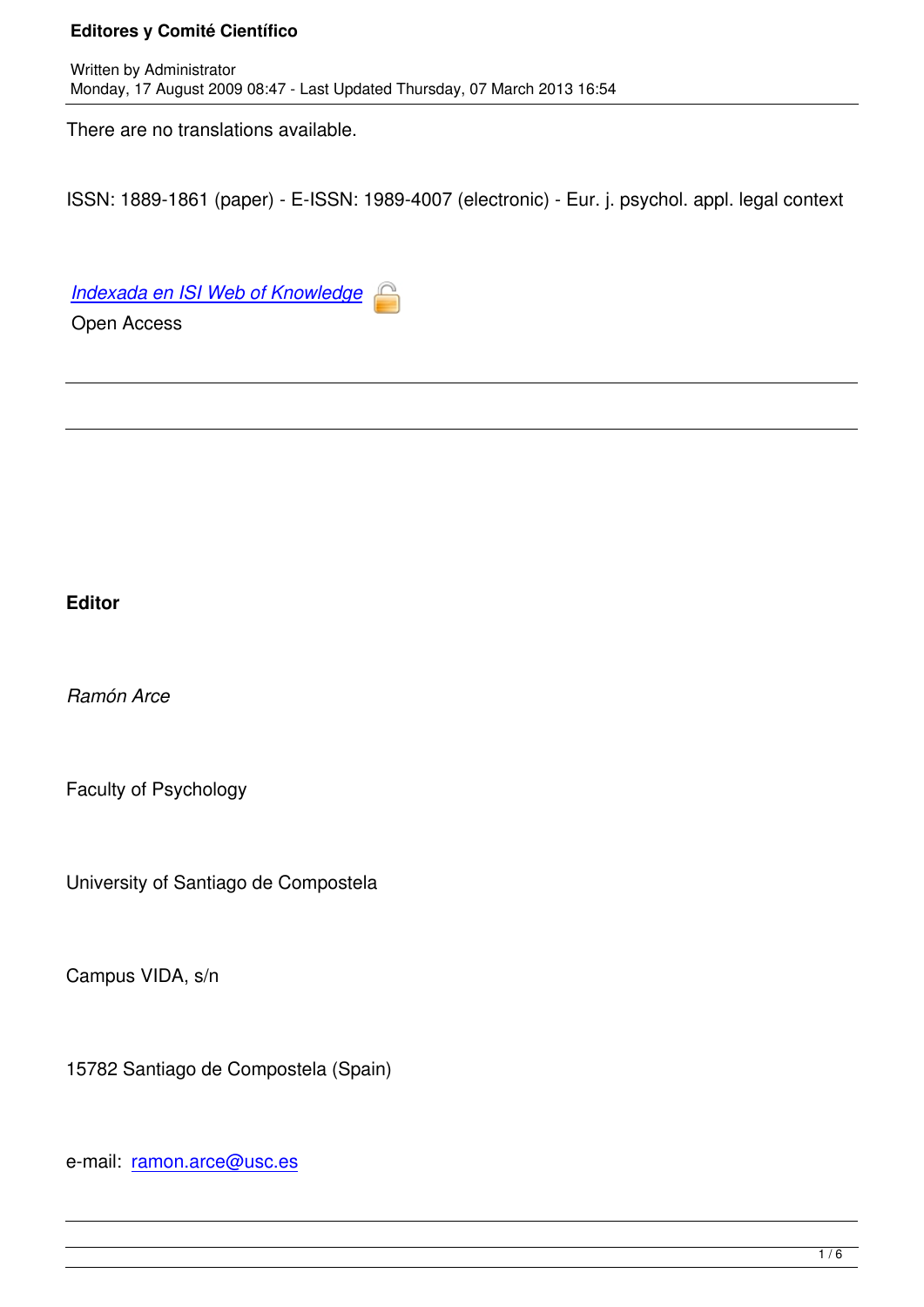# Editores y Comité Científico

Written by Administrator
Monday, 17 August 2009 08:47 - Last Updated Thursday, 07 March 2013 16:54

There are no translations available.

ISSN: 1889-1861 (paper) - E-ISSN: 1989-4007 (electronic) - Eur. j. psychol. appl. legal context

*Indexada en ISI Web of Knowledge*
Open Access

---

---

**Editor**

*Ramón Arce*

Faculty of Psychology

University of Santiago de Compostela

Campus VIDA, s/n

15782 Santiago de Compostela (Spain)

e-mail: ramon.arce@usc.es

---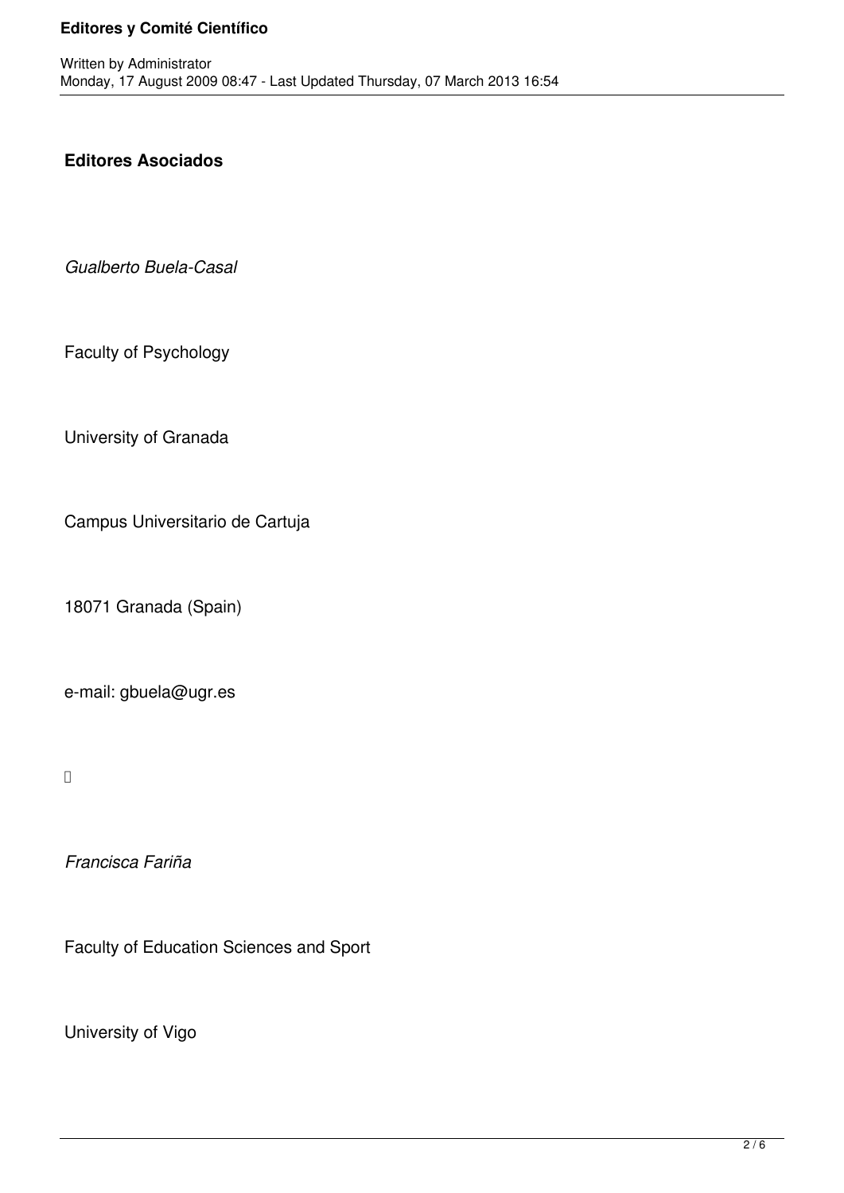## Editores Asociados

*Gualberto Buela-Casal*

Faculty of Psychology

University of Granada

Campus Universitario de Cartuja

18071 Granada (Spain)

e-mail: gbuela@ugr.es

*Francisca Fariña*

Faculty of Education Sciences and Sport

University of Vigo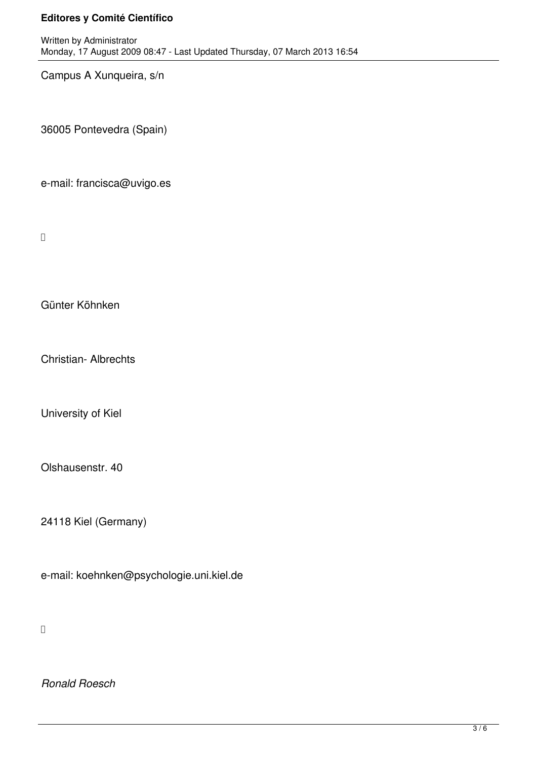Campus A Xunqueira, s/n

36005 Pontevedra (Spain)

e-mail: francisca@uvigo.es

Günter Köhnken

Christian- Albrechts

University of Kiel

Olshausenstr. 40

24118 Kiel (Germany)

e-mail: koehnken@psychologie.uni.kiel.de

*Ronald Roesch*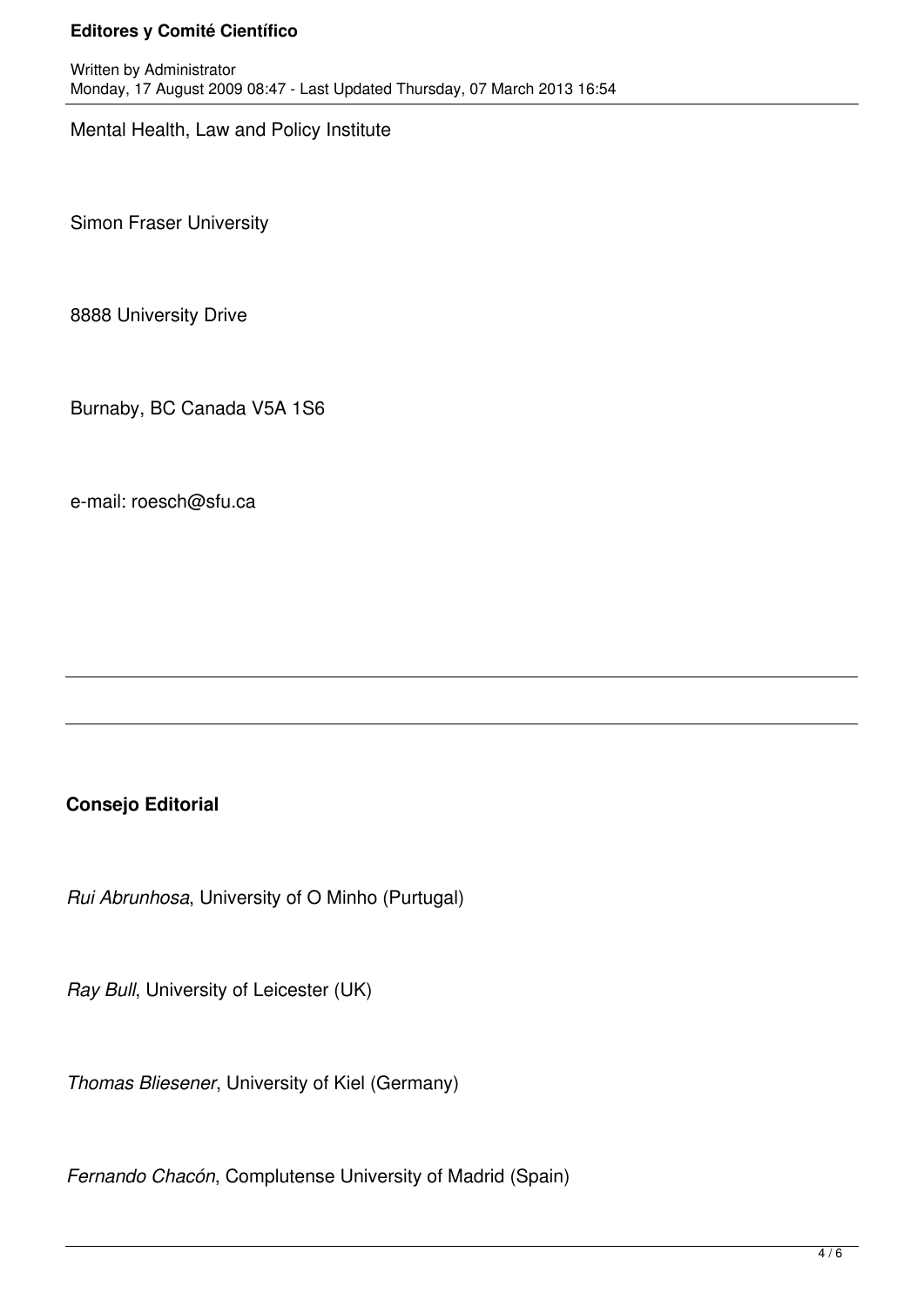Mental Health, Law and Policy Institute

Simon Fraser University

8888 University Drive

Burnaby, BC Canada V5A 1S6

e-mail: roesch@sfu.ca

---

---

**Consejo Editorial**

*Rui Abrunhosa*, University of O Minho (Purtugal)

*Ray Bull*, University of Leicester (UK)

*Thomas Bliesener*, University of Kiel (Germany)

*Fernando Chacón*, Complutense University of Madrid (Spain)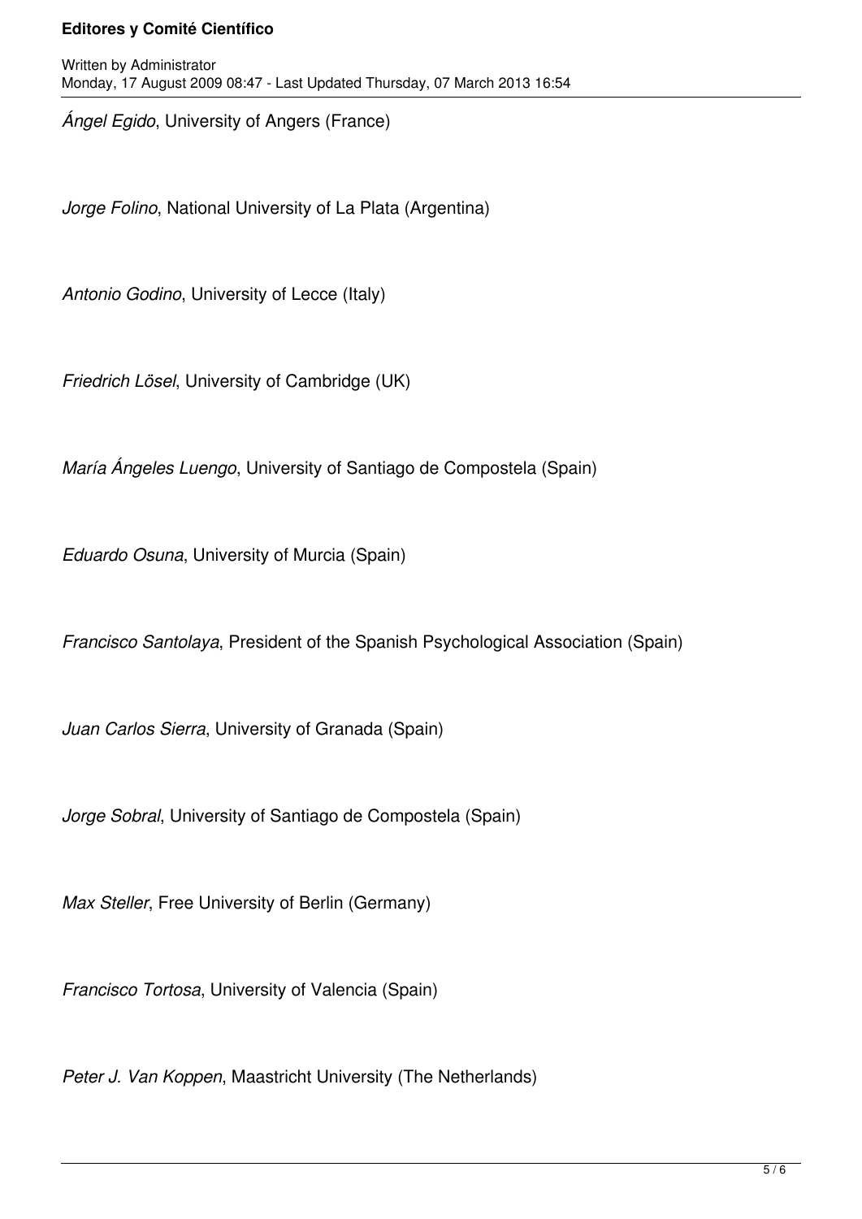*Ángel Egido*, University of Angers (France)

*Jorge Folino*, National University of La Plata (Argentina)

*Antonio Godino*, University of Lecce (Italy)

*Friedrich Lösel*, University of Cambridge (UK)

*María Ángeles Luengo*, University of Santiago de Compostela (Spain)

*Eduardo Osuna*, University of Murcia (Spain)

*Francisco Santolaya*, President of the Spanish Psychological Association (Spain)

*Juan Carlos Sierra*, University of Granada (Spain)

*Jorge Sobral*, University of Santiago de Compostela (Spain)

*Max Steller*, Free University of Berlin (Germany)

*Francisco Tortosa*, University of Valencia (Spain)

*Peter J. Van Koppen*, Maastricht University (The Netherlands)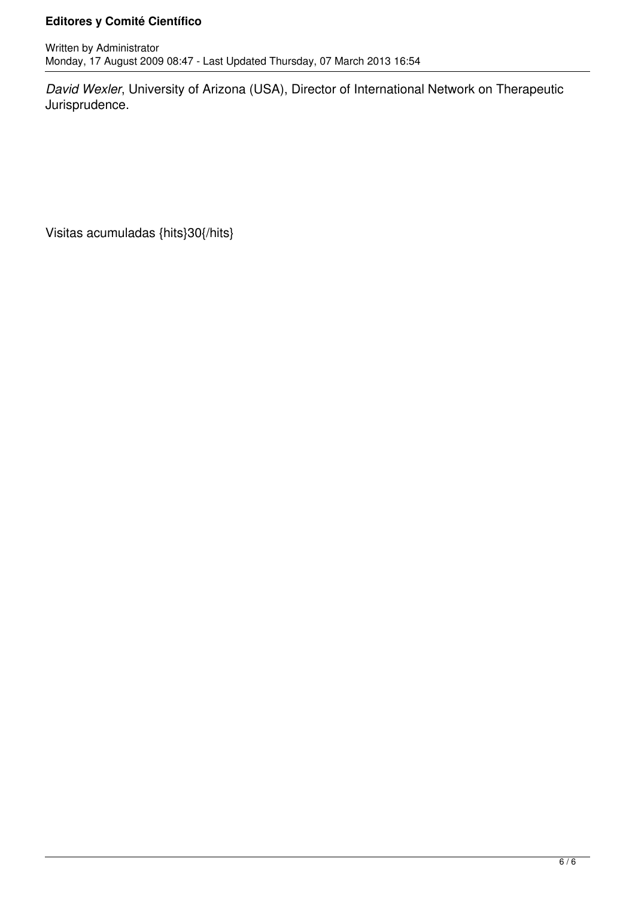*David Wexler*, University of Arizona (USA), Director of International Network on Therapeutic Jurisprudence.

Visitas acumuladas {hits}30{/hits}